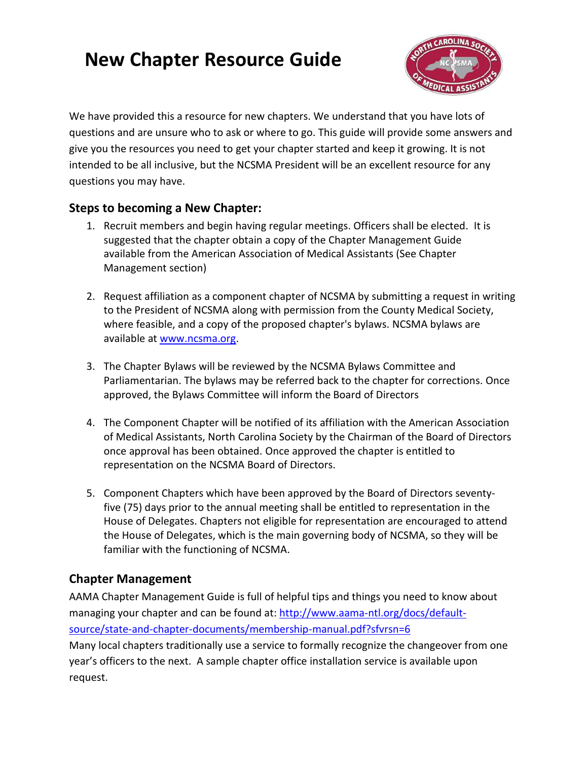# New Chapter Resource Guide

We have provided this a resource for new chapters. We understand that you have lots of questions and are unsure who to ask or where to go. This guide will provide some answers and give you the resources you need to get your chapter started and keep it growing. It is not intended to be all inclusive, but the NCSMA President will be an excellent resource for any questions you may have.

## Steps to becoming a New Chapter:

1. Recruit members and begin having regular meetings. Officers shall be elected. It is suggested that the chapter obtain a copy of the Chapter Management Guide available from the American Association of Medical Assistants (See Chapter Management section)

2. Request affiliation as a component chapter of NCSMA by submitting a request in writing to the President of NCSMA along with permission from the County Medical Society, where feasible, and a copy of the proposed chapter's bylaws. NCSMA bylaws are available at [www.ncsma.org](http://www.ncsma.org).

3. The Chapter Bylaws will be reviewed by the NCSMA Bylaws Committee and Parliamentarian. The bylaws may be referred back to the chapter for corrections. Once approved, the Bylaws Committee will inform the Board of Directors

4. The Component Chapter will be notified of its affiliation with the American Association of Medical Assistants, North Carolina Society by the Chairman of the Board of Directors once approval has been obtained. Once approved the chapter is entitled to representation on the NCSMA Board of Directors.

5. Component Chapters which have been approved by the Board of Directors seventy-five (75) days prior to the annual meeting shall be entitled to representation in the House of Delegates. Chapters not eligible for representation are encouraged to attend the House of Delegates, which is the main governing body of NCSMA, so they will be familiar with the functioning of NCSMA.

## Chapter Management

AAMA Chapter Management Guide is full of helpful tips and things you need to know about managing your chapter and can be found at: [http://www.aama-ntl.org/docs/default-source/state-and-chapter-documents/membership-manual.pdf?sfvrsn=6](http://www.aama-ntl.org/docs/default-source/state-and-chapter-documents/membership-manual.pdf?sfvrsn=6)

Many local chapters traditionally use a service to formally recognize the changeover from one year's officers to the next. A sample chapter office installation service is available upon request.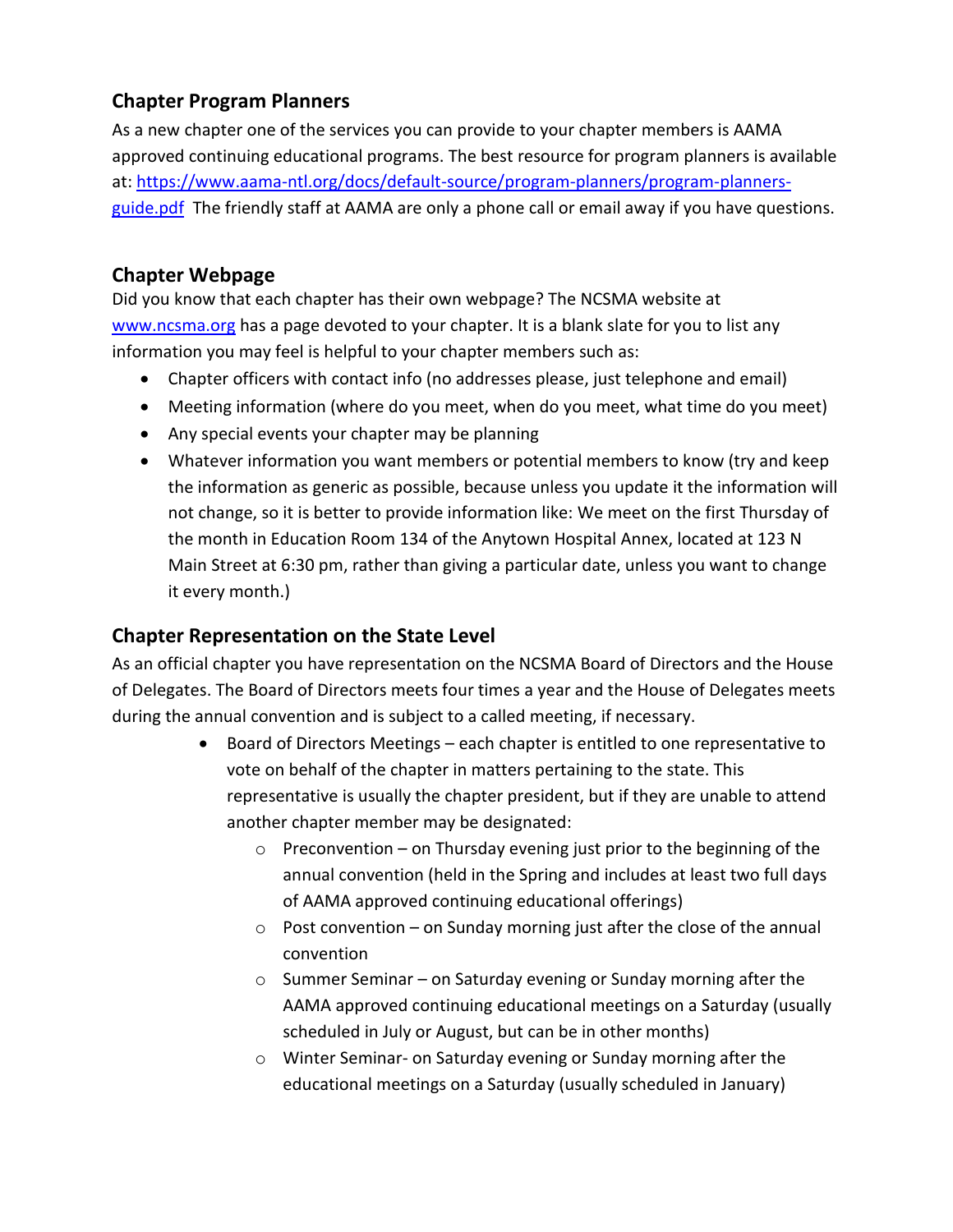## Chapter Program Planners

As a new chapter one of the services you can provide to your chapter members is AAMA approved continuing educational programs. The best resource for program planners is available at: [https://www.aama-ntl.org/docs/default-source/program-planners/program-planners-guide.pdf](https://www.aama-ntl.org/docs/default-source/program-planners/program-planners-guide.pdf) The friendly staff at AAMA are only a phone call or email away if you have questions.

## Chapter Webpage

Did you know that each chapter has their own webpage? The NCSMA website at [www.ncsma.org](www.ncsma.org) has a page devoted to your chapter. It is a blank slate for you to list any information you may feel is helpful to your chapter members such as:

- Chapter officers with contact info (no addresses please, just telephone and email)
- Meeting information (where do you meet, when do you meet, what time do you meet)
- Any special events your chapter may be planning
- Whatever information you want members or potential members to know (try and keep the information as generic as possible, because unless you update it the information will not change, so it is better to provide information like: We meet on the first Thursday of the month in Education Room 134 of the Anytown Hospital Annex, located at 123 N Main Street at 6:30 pm, rather than giving a particular date, unless you want to change it every month.)

## Chapter Representation on the State Level

As an official chapter you have representation on the NCSMA Board of Directors and the House of Delegates. The Board of Directors meets four times a year and the House of Delegates meets during the annual convention and is subject to a called meeting, if necessary.

- Board of Directors Meetings – each chapter is entitled to one representative to vote on behalf of the chapter in matters pertaining to the state. This representative is usually the chapter president, but if they are unable to attend another chapter member may be designated:
  - Preconvention – on Thursday evening just prior to the beginning of the annual convention (held in the Spring and includes at least two full days of AAMA approved continuing educational offerings)
  - Post convention – on Sunday morning just after the close of the annual convention
  - Summer Seminar – on Saturday evening or Sunday morning after the AAMA approved continuing educational meetings on a Saturday (usually scheduled in July or August, but can be in other months)
  - Winter Seminar- on Saturday evening or Sunday morning after the educational meetings on a Saturday (usually scheduled in January)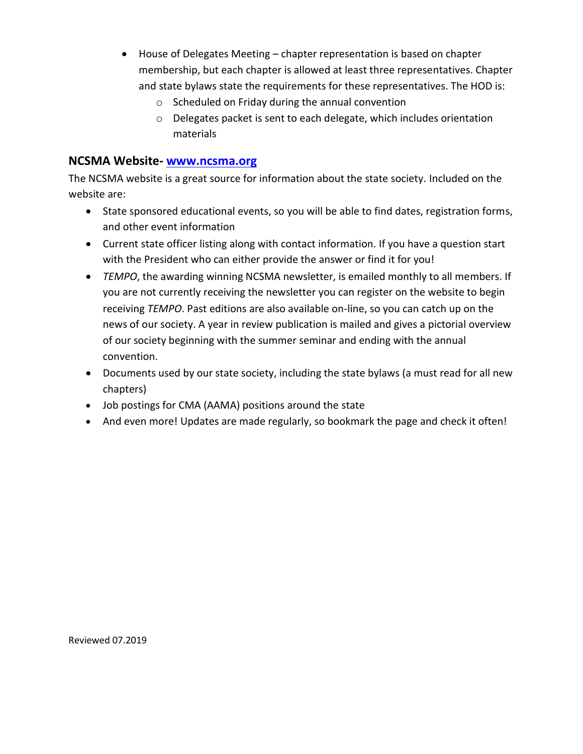- House of Delegates Meeting – chapter representation is based on chapter membership, but each chapter is allowed at least three representatives. Chapter and state bylaws state the requirements for these representatives. The HOD is:
  - Scheduled on Friday during the annual convention
  - Delegates packet is sent to each delegate, which includes orientation materials

## NCSMA Website- [www.ncsma.org](www.ncsma.org)

The NCSMA website is a great source for information about the state society. Included on the website are:

- State sponsored educational events, so you will be able to find dates, registration forms, and other event information
- Current state officer listing along with contact information. If you have a question start with the President who can either provide the answer or find it for you!
- *TEMPO*, the awarding winning NCSMA newsletter, is emailed monthly to all members. If you are not currently receiving the newsletter you can register on the website to begin receiving *TEMPO*. Past editions are also available on-line, so you can catch up on the news of our society. A year in review publication is mailed and gives a pictorial overview of our society beginning with the summer seminar and ending with the annual convention.
- Documents used by our state society, including the state bylaws (a must read for all new chapters)
- Job postings for CMA (AAMA) positions around the state
- And even more! Updates are made regularly, so bookmark the page and check it often!

Reviewed 07.2019